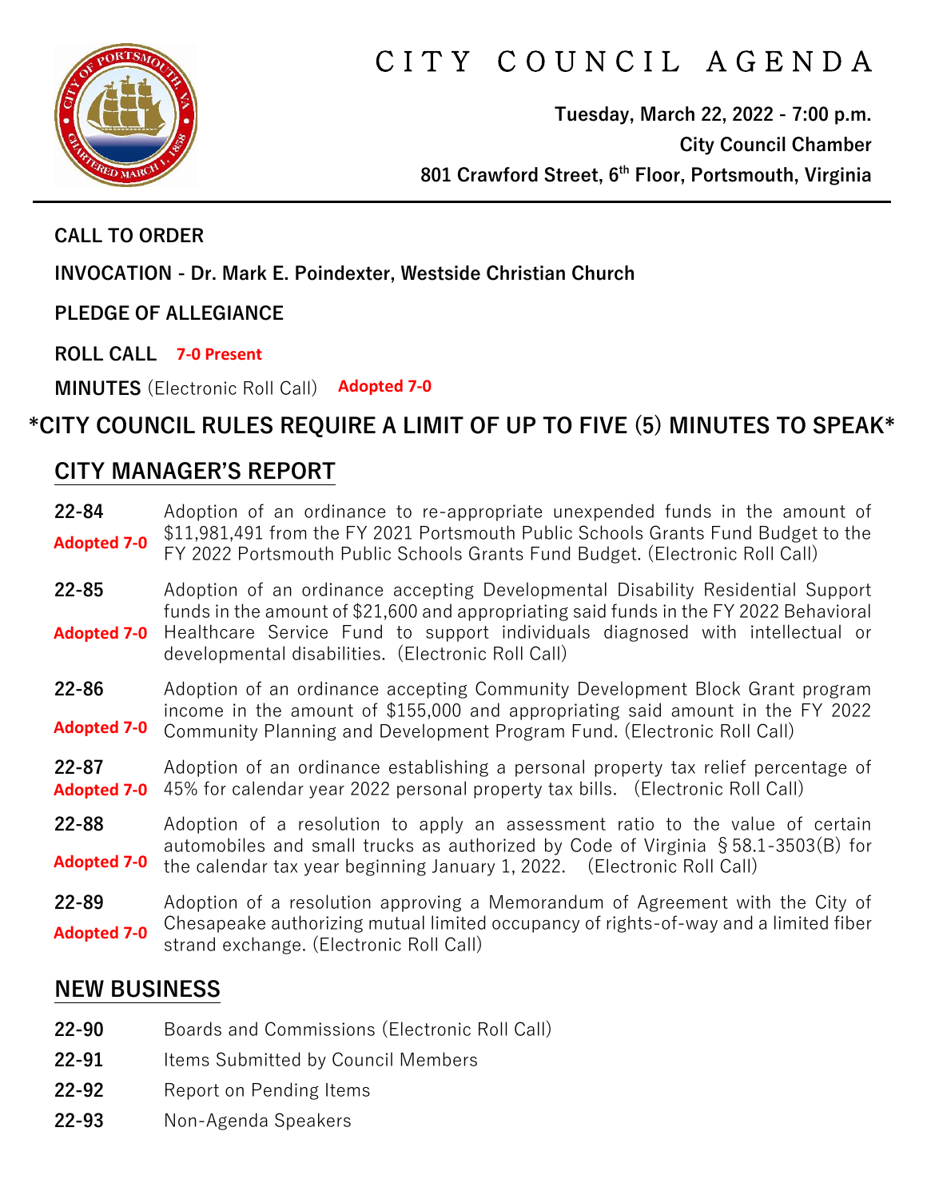# CITY COUNCIL AGENDA

**Tuesday, March 22, 2022 - 7:00 p.m.**
**City Council Chamber**
**801 Crawford Street, 6th Floor, Portsmouth, Virginia**

**CALL TO ORDER**

**INVOCATION - Dr. Mark E. Poindexter, Westside Christian Church**

**PLEDGE OF ALLEGIANCE**

**ROLL CALL** **7-0 Present**

**MINUTES** (Electronic Roll Call) **Adopted 7-0**

## *CITY COUNCIL RULES REQUIRE A LIMIT OF UP TO FIVE (5) MINUTES TO SPEAK*

## CITY MANAGER'S REPORT

**22-84** **Adopted 7-0** Adoption of an ordinance to re-appropriate unexpended funds in the amount of $11,981,491 from the FY 2021 Portsmouth Public Schools Grants Fund Budget to the FY 2022 Portsmouth Public Schools Grants Fund Budget. (Electronic Roll Call)

**22-85** **Adopted 7-0** Adoption of an ordinance accepting Developmental Disability Residential Support funds in the amount of $21,600 and appropriating said funds in the FY 2022 Behavioral Healthcare Service Fund to support individuals diagnosed with intellectual or developmental disabilities. (Electronic Roll Call)

**22-86** **Adopted 7-0** Adoption of an ordinance accepting Community Development Block Grant program income in the amount of $155,000 and appropriating said amount in the FY 2022 Community Planning and Development Program Fund. (Electronic Roll Call)

**22-87** **Adopted 7-0** Adoption of an ordinance establishing a personal property tax relief percentage of 45% for calendar year 2022 personal property tax bills. (Electronic Roll Call)

**22-88** **Adopted 7-0** Adoption of a resolution to apply an assessment ratio to the value of certain automobiles and small trucks as authorized by Code of Virginia §58.1-3503(B) for the calendar tax year beginning January 1, 2022. (Electronic Roll Call)

**22-89** **Adopted 7-0** Adoption of a resolution approving a Memorandum of Agreement with the City of Chesapeake authorizing mutual limited occupancy of rights-of-way and a limited fiber strand exchange. (Electronic Roll Call)

## NEW BUSINESS

**22-90** Boards and Commissions (Electronic Roll Call)

**22-91** Items Submitted by Council Members

**22-92** Report on Pending Items

**22-93** Non-Agenda Speakers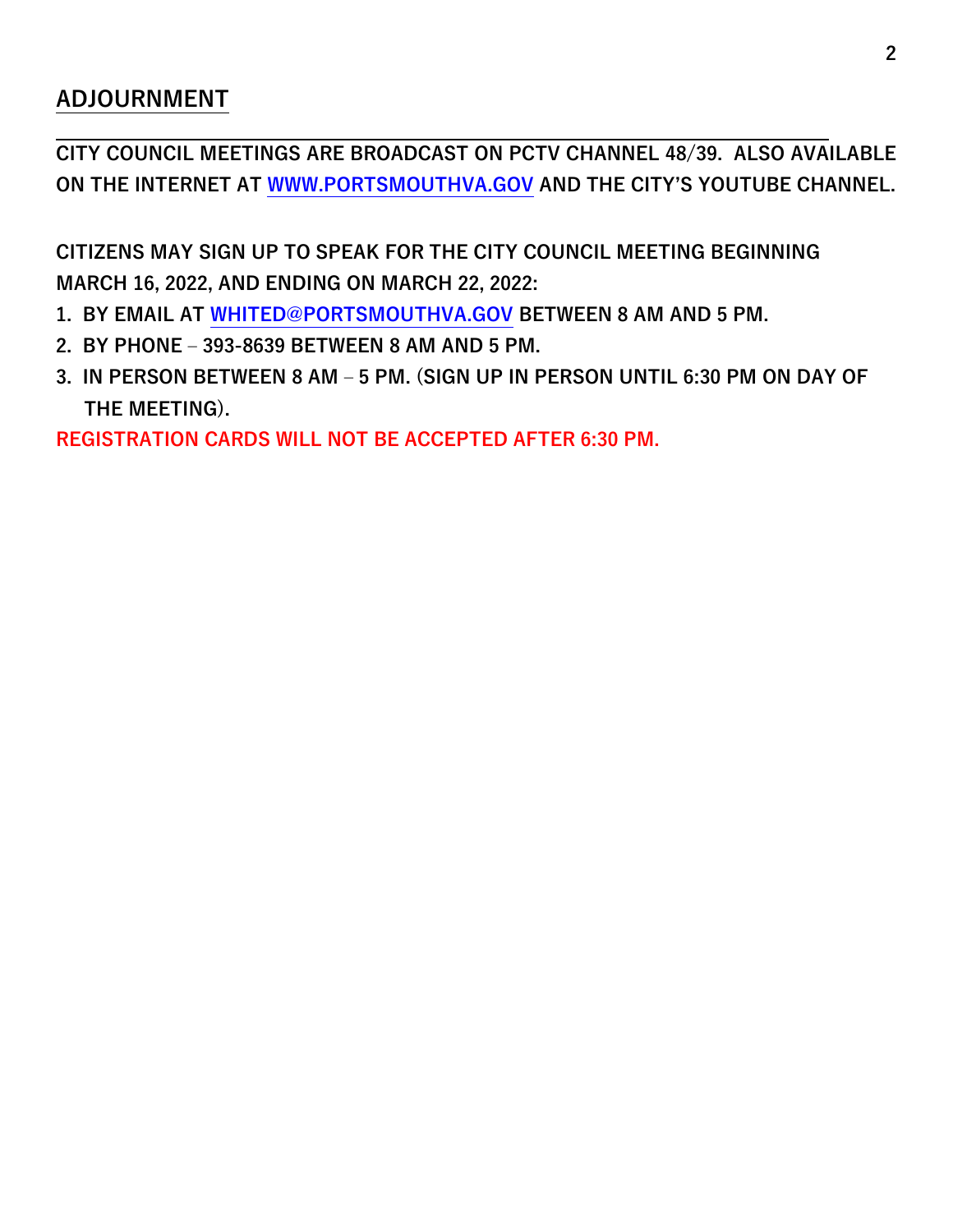## ADJOURNMENT

---

**CITY COUNCIL MEETINGS ARE BROADCAST ON PCTV CHANNEL 48/39. ALSO AVAILABLE ON THE INTERNET AT WWW.PORTSMOUTHVA.GOV AND THE CITY'S YOUTUBE CHANNEL.**

**CITIZENS MAY SIGN UP TO SPEAK FOR THE CITY COUNCIL MEETING BEGINNING MARCH 16, 2022, AND ENDING ON MARCH 22, 2022:**

1. **BY EMAIL AT WHITED@PORTSMOUTHVA.GOV BETWEEN 8 AM AND 5 PM.**
2. **BY PHONE – 393-8639 BETWEEN 8 AM AND 5 PM.**
3. **IN PERSON BETWEEN 8 AM – 5 PM. (SIGN UP IN PERSON UNTIL 6:30 PM ON DAY OF THE MEETING).**

**REGISTRATION CARDS WILL NOT BE ACCEPTED AFTER 6:30 PM.**